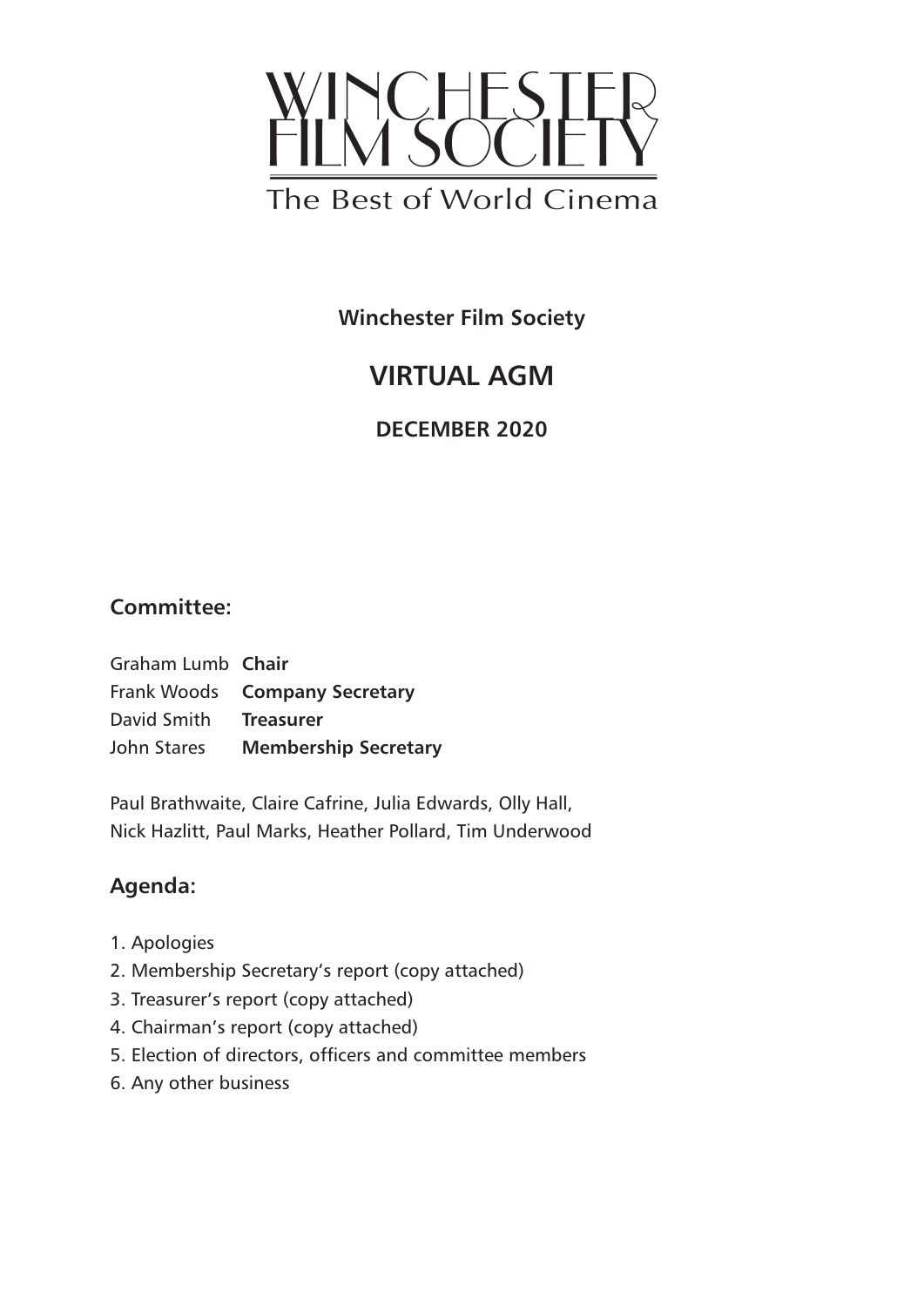# WINCHESTER FILM SOCIETY

The Best of World Cinema

**Winchester Film Society**

## VIRTUAL AGM

**DECEMBER 2020**

### Committee:

Graham Lumb **Chair**
Frank Woods **Company Secretary**
David Smith **Treasurer**
John Stares **Membership Secretary**

Paul Brathwaite, Claire Cafrine, Julia Edwards, Olly Hall, Nick Hazlitt, Paul Marks, Heather Pollard, Tim Underwood

### Agenda:

1. Apologies
2. Membership Secretary's report (copy attached)
3. Treasurer's report (copy attached)
4. Chairman's report (copy attached)
5. Election of directors, officers and committee members
6. Any other business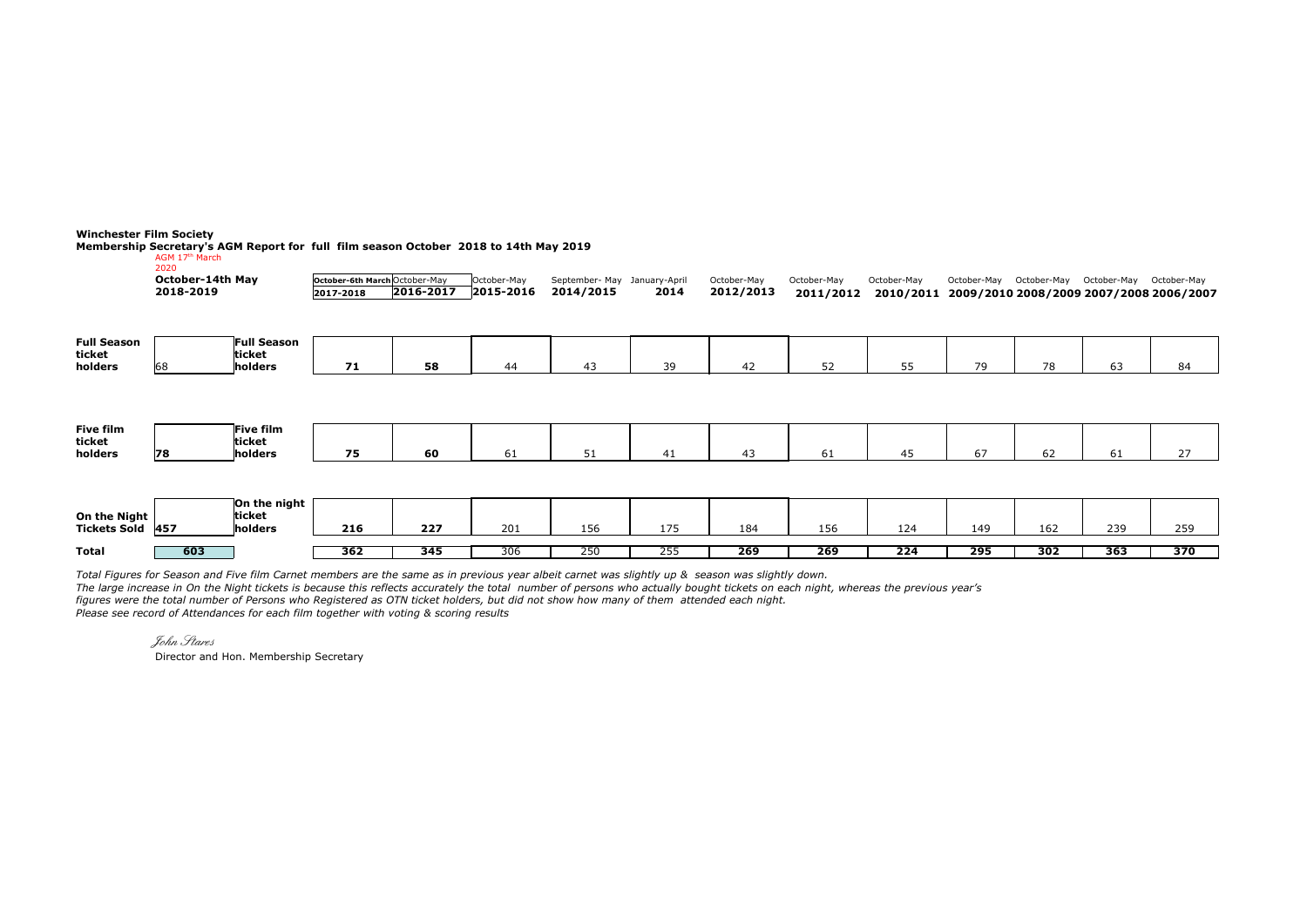**Winchester Film Society**

**Membership Secretary's AGM Report for full film season October 2018 to 14th May 2019**

AGM 17th March 2020

| | October-14th May 2018-2019 | | October-6th March 2017-2018 | October-May 2016-2017 | October-May 2015-2016 | September- May 2014/2015 | January-April 2014 | October-May 2012/2013 | October-May 2011/2012 | October-May 2010/2011 | October-May 2009/2010 | October-May 2008/2009 | October-May 2007/2008 | October-May 2006/2007 |
|---|---|---|---|---|---|---|---|---|---|---|---|---|---|---|
| **Full Season ticket holders** | 68 | **Full Season ticket holders** | **71** | **58** | 44 | 43 | 39 | 42 | 52 | 55 | 79 | 78 | 63 | 84 |
| **Five film ticket holders** | **78** | **Five film ticket holders** | **75** | **60** | 61 | 51 | 41 | 43 | 61 | 45 | 67 | 62 | 61 | 27 |
| **On the Night Tickets Sold** | **457** | **On the night ticket holders** | **216** | **227** | 201 | 156 | 175 | 184 | 156 | 124 | 149 | 162 | 239 | 259 |
| **Total** | **603** | | **362** | **345** | 306 | 250 | 255 | **269** | **269** | **224** | **295** | **302** | **363** | **370** |

*Total Figures for Season and Five film Carnet members are the same as in previous year albeit carnet was slightly up & season was slightly down.*
*The large increase in On the Night tickets is because this reflects accurately the total number of persons who actually bought tickets on each night, whereas the previous year's figures were the total number of Persons who Registered as OTN ticket holders, but did not show how many of them attended each night.*
*Please see record of Attendances for each film together with voting & scoring results*

*John Stares*

Director and Hon. Membership Secretary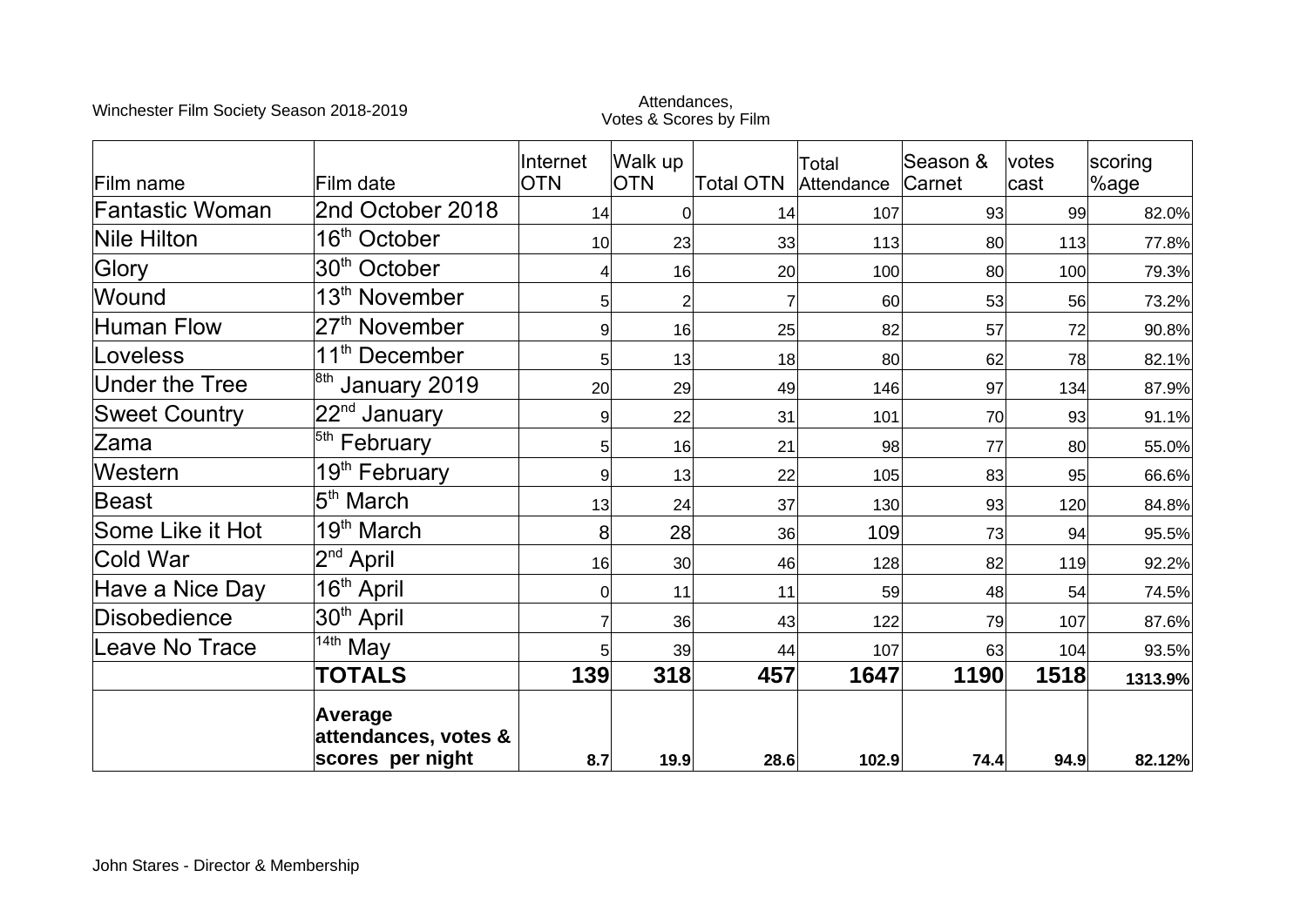Winchester Film Society Season 2018-2019

Attendances, Votes & Scores by Film

| Film name | Film date | Internet OTN | Walk up OTN | Total OTN | Total Attendance | Season & Carnet | votes cast | scoring %age |
|---|---|---|---|---|---|---|---|---|
| Fantastic Woman | 2nd October 2018 | 14 | 0 | 14 | 107 | 93 | 99 | 82.0% |
| Nile Hilton | 16th October | 10 | 23 | 33 | 113 | 80 | 113 | 77.8% |
| Glory | 30th October | 4 | 16 | 20 | 100 | 80 | 100 | 79.3% |
| Wound | 13th November | 5 | 2 | 7 | 60 | 53 | 56 | 73.2% |
| Human Flow | 27th November | 9 | 16 | 25 | 82 | 57 | 72 | 90.8% |
| Loveless | 11th December | 5 | 13 | 18 | 80 | 62 | 78 | 82.1% |
| Under the Tree | 8th January 2019 | 20 | 29 | 49 | 146 | 97 | 134 | 87.9% |
| Sweet Country | 22nd January | 9 | 22 | 31 | 101 | 70 | 93 | 91.1% |
| Zama | 5th February | 5 | 16 | 21 | 98 | 77 | 80 | 55.0% |
| Western | 19th February | 9 | 13 | 22 | 105 | 83 | 95 | 66.6% |
| Beast | 5th March | 13 | 24 | 37 | 130 | 93 | 120 | 84.8% |
| Some Like it Hot | 19th March | 8 | 28 | 36 | 109 | 73 | 94 | 95.5% |
| Cold War | 2nd April | 16 | 30 | 46 | 128 | 82 | 119 | 92.2% |
| Have a Nice Day | 16th April | 0 | 11 | 11 | 59 | 48 | 54 | 74.5% |
| Disobedience | 30th April | 7 | 36 | 43 | 122 | 79 | 107 | 87.6% |
| Leave No Trace | 14th May | 5 | 39 | 44 | 107 | 63 | 104 | 93.5% |
| | **TOTALS** | **139** | **318** | **457** | **1647** | **1190** | **1518** | **1313.9%** |
| | **Average attendances, votes & scores per night** | **8.7** | **19.9** | **28.6** | **102.9** | **74.4** | **94.9** | **82.12%** |

John Stares - Director & Membership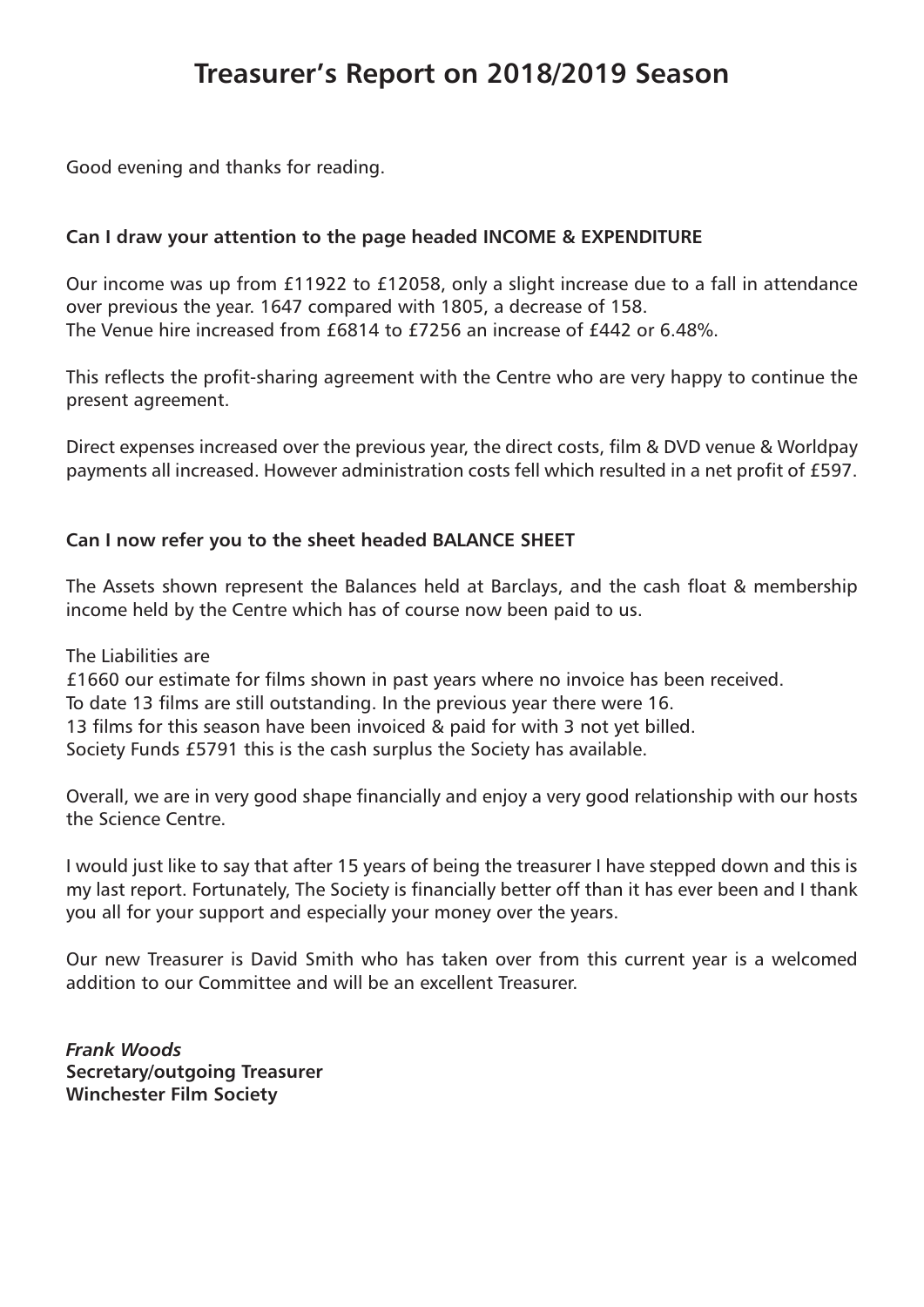# Treasurer's Report on 2018/2019 Season

Good evening and thanks for reading.

**Can I draw your attention to the page headed INCOME & EXPENDITURE**

Our income was up from £11922 to £12058, only a slight increase due to a fall in attendance over previous the year. 1647 compared with 1805, a decrease of 158.
The Venue hire increased from £6814 to £7256 an increase of £442 or 6.48%.

This reflects the profit-sharing agreement with the Centre who are very happy to continue the present agreement.

Direct expenses increased over the previous year, the direct costs, film & DVD venue & Worldpay payments all increased. However administration costs fell which resulted in a net profit of £597.

**Can I now refer you to the sheet headed BALANCE SHEET**

The Assets shown represent the Balances held at Barclays, and the cash float & membership income held by the Centre which has of course now been paid to us.

The Liabilities are
£1660 our estimate for films shown in past years where no invoice has been received.
To date 13 films are still outstanding. In the previous year there were 16.
13 films for this season have been invoiced & paid for with 3 not yet billed.
Society Funds £5791 this is the cash surplus the Society has available.

Overall, we are in very good shape financially and enjoy a very good relationship with our hosts the Science Centre.

I would just like to say that after 15 years of being the treasurer I have stepped down and this is my last report. Fortunately, The Society is financially better off than it has ever been and I thank you all for your support and especially your money over the years.

Our new Treasurer is David Smith who has taken over from this current year is a welcomed addition to our Committee and will be an excellent Treasurer.

***Frank Woods***
**Secretary/outgoing Treasurer**
**Winchester Film Society**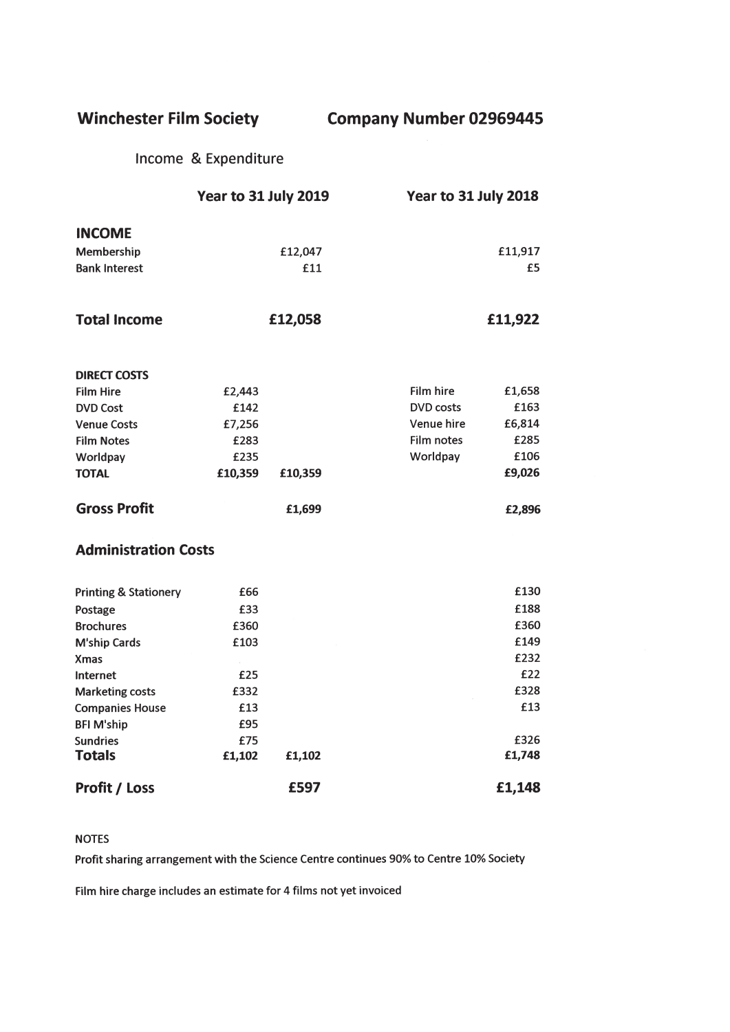**Winchester Film Society** **Company Number 02969445**

Income & Expenditure

| | Year to 31 July 2019 | | Year to 31 July 2018 | |
|---|---|---|---|---|
| **INCOME** | | | | |
| Membership | | £12,047 | | £11,917 |
| Bank Interest | | £11 | | £5 |
| **Total Income** | | **£12,058** | | **£11,922** |
| **DIRECT COSTS** | | | | |
| Film Hire | £2,443 | | Film hire | £1,658 |
| DVD Cost | £142 | | DVD costs | £163 |
| Venue Costs | £7,256 | | Venue hire | £6,814 |
| Film Notes | £283 | | Film notes | £285 |
| Worldpay | £235 | | Worldpay | £106 |
| **TOTAL** | **£10,359** | **£10,359** | | **£9,026** |
| **Gross Profit** | | **£1,699** | | **£2,896** |
| **Administration Costs** | | | | |
| Printing & Stationery | £66 | | | £130 |
| Postage | £33 | | | £188 |
| Brochures | £360 | | | £360 |
| M'ship Cards | £103 | | | £149 |
| Xmas | | | | £232 |
| Internet | £25 | | | £22 |
| Marketing costs | £332 | | | £328 |
| Companies House | £13 | | | £13 |
| BFI M'ship | £95 | | | |
| Sundries | £75 | | | £326 |
| **Totals** | **£1,102** | **£1,102** | | **£1,748** |
| **Profit / Loss** | | **£597** | | **£1,148** |

NOTES

Profit sharing arrangement with the Science Centre continues 90% to Centre 10% Society

Film hire charge includes an estimate for 4 films not yet invoiced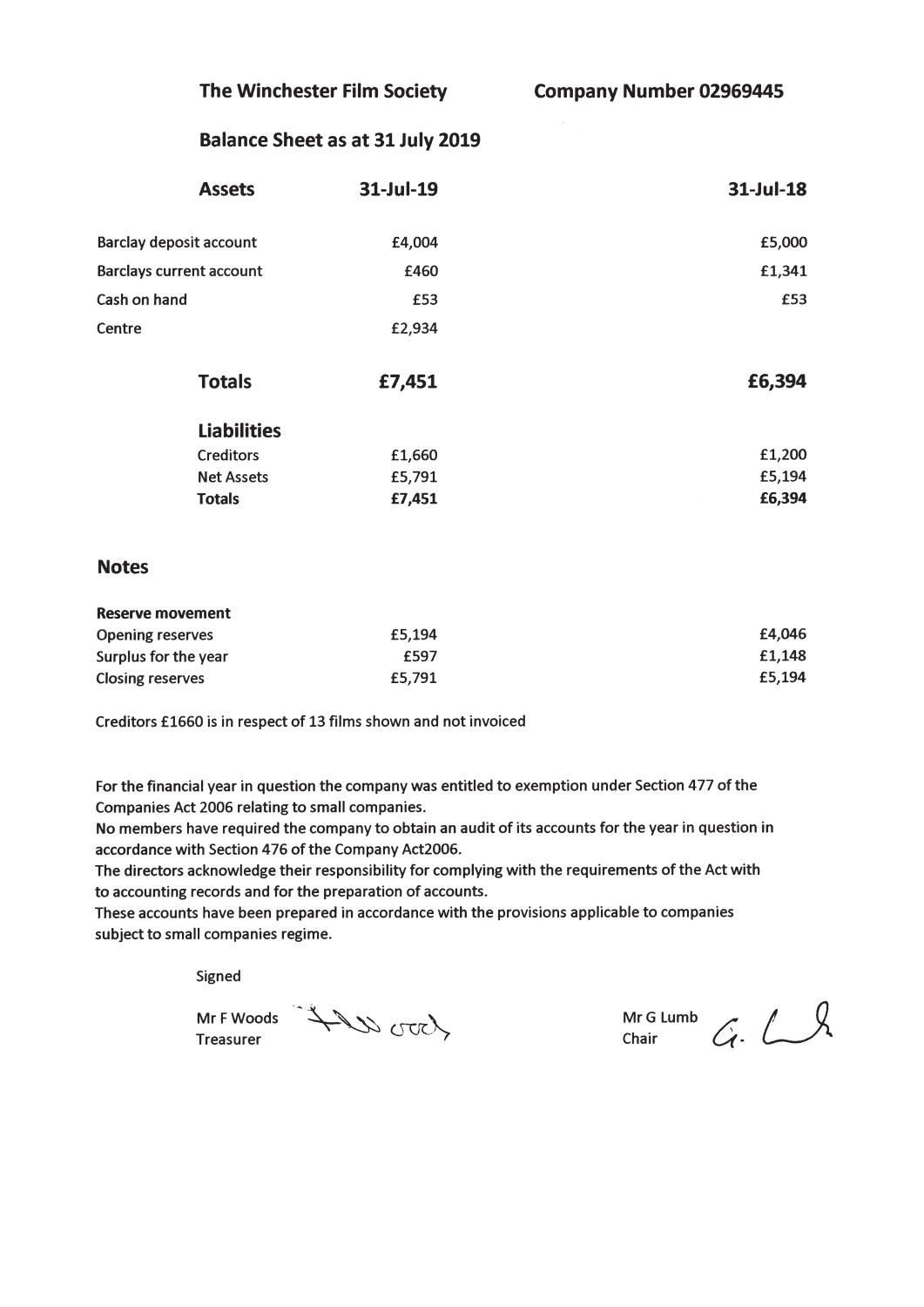**The Winchester Film Society** **Company Number 02969445**

## Balance Sheet as at 31 July 2019

| **Assets** | **31-Jul-19** | **31-Jul-18** |
|---|---|---|
| Barclay deposit account | £4,004 | £5,000 |
| Barclays current account | £460 | £1,341 |
| Cash on hand | £53 | £53 |
| Centre | £2,934 | |
| **Totals** | **£7,451** | **£6,394** |
| **Liabilities** | | |
| Creditors | £1,660 | £1,200 |
| Net Assets | £5,791 | £5,194 |
| **Totals** | **£7,451** | **£6,394** |

## Notes

| **Reserve movement** | | |
|---|---|---|
| Opening reserves | £5,194 | £4,046 |
| Surplus for the year | £597 | £1,148 |
| Closing reserves | £5,791 | £5,194 |

Creditors £1660 is in respect of 13 films shown and not invoiced

For the financial year in question the company was entitled to exemption under Section 477 of the Companies Act 2006 relating to small companies.
No members have required the company to obtain an audit of its accounts for the year in question in accordance with Section 476 of the Company Act2006.
The directors acknowledge their responsibility for complying with the requirements of the Act with to accounting records and for the preparation of accounts.
These accounts have been prepared in accordance with the provisions applicable to companies subject to small companies regime.

Signed

Mr F Woods
Treasurer

Mr G Lumb
Chair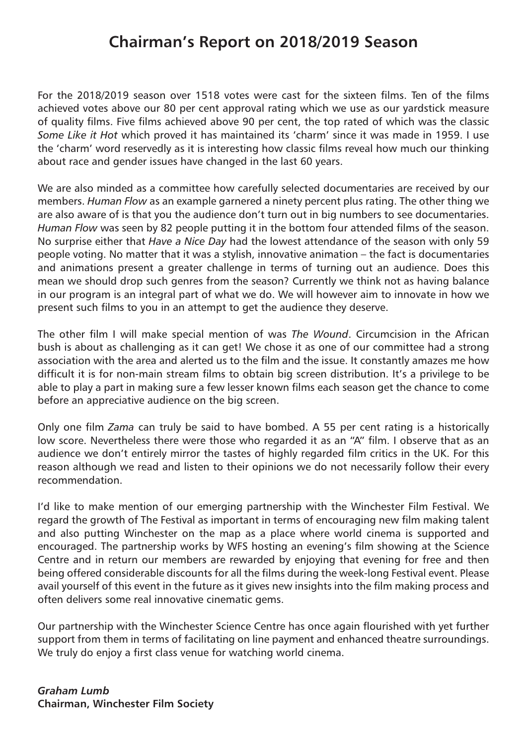# Chairman's Report on 2018/2019 Season

For the 2018/2019 season over 1518 votes were cast for the sixteen films. Ten of the films achieved votes above our 80 per cent approval rating which we use as our yardstick measure of quality films. Five films achieved above 90 per cent, the top rated of which was the classic *Some Like it Hot* which proved it has maintained its 'charm' since it was made in 1959. I use the 'charm' word reservedly as it is interesting how classic films reveal how much our thinking about race and gender issues have changed in the last 60 years.

We are also minded as a committee how carefully selected documentaries are received by our members. *Human Flow* as an example garnered a ninety percent plus rating. The other thing we are also aware of is that you the audience don't turn out in big numbers to see documentaries. *Human Flow* was seen by 82 people putting it in the bottom four attended films of the season. No surprise either that *Have a Nice Day* had the lowest attendance of the season with only 59 people voting. No matter that it was a stylish, innovative animation – the fact is documentaries and animations present a greater challenge in terms of turning out an audience. Does this mean we should drop such genres from the season? Currently we think not as having balance in our program is an integral part of what we do. We will however aim to innovate in how we present such films to you in an attempt to get the audience they deserve.

The other film I will make special mention of was *The Wound*. Circumcision in the African bush is about as challenging as it can get! We chose it as one of our committee had a strong association with the area and alerted us to the film and the issue. It constantly amazes me how difficult it is for non-main stream films to obtain big screen distribution. It's a privilege to be able to play a part in making sure a few lesser known films each season get the chance to come before an appreciative audience on the big screen.

Only one film *Zama* can truly be said to have bombed. A 55 per cent rating is a historically low score. Nevertheless there were those who regarded it as an "A" film. I observe that as an audience we don't entirely mirror the tastes of highly regarded film critics in the UK. For this reason although we read and listen to their opinions we do not necessarily follow their every recommendation.

I'd like to make mention of our emerging partnership with the Winchester Film Festival. We regard the growth of The Festival as important in terms of encouraging new film making talent and also putting Winchester on the map as a place where world cinema is supported and encouraged. The partnership works by WFS hosting an evening's film showing at the Science Centre and in return our members are rewarded by enjoying that evening for free and then being offered considerable discounts for all the films during the week-long Festival event. Please avail yourself of this event in the future as it gives new insights into the film making process and often delivers some real innovative cinematic gems.

Our partnership with the Winchester Science Centre has once again flourished with yet further support from them in terms of facilitating on line payment and enhanced theatre surroundings. We truly do enjoy a first class venue for watching world cinema.

***Graham Lumb***
**Chairman, Winchester Film Society**